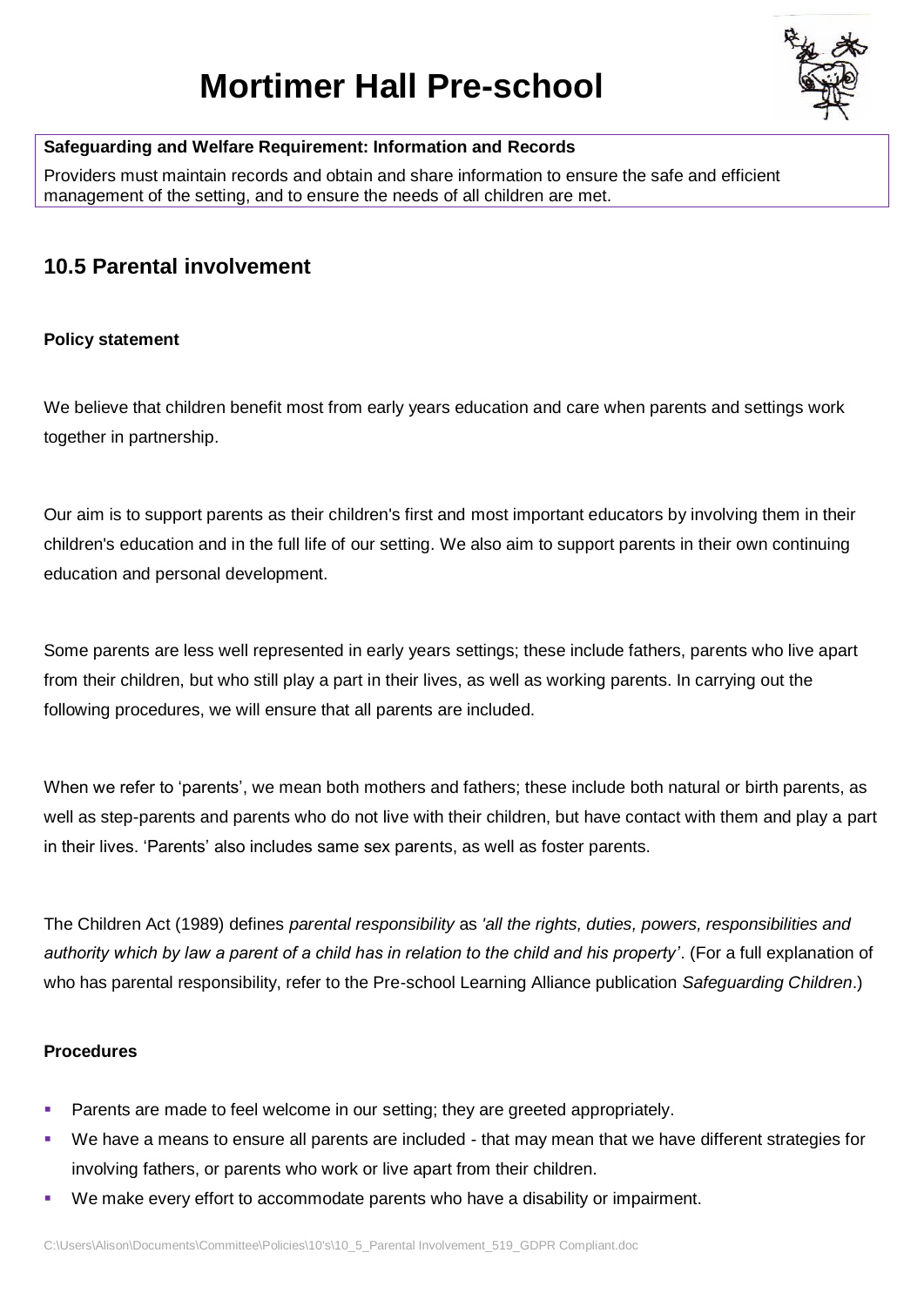# Mortimer Hall Pre-school

**Safeguarding and Welfare Requirement: Information and Records**

Providers must maintain records and obtain and share information to ensure the safe and efficient management of the setting, and to ensure the needs of all children are met.

## 10.5 Parental involvement

**Policy statement**

We believe that children benefit most from early years education and care when parents and settings work together in partnership.

Our aim is to support parents as their children's first and most important educators by involving them in their children's education and in the full life of our setting. We also aim to support parents in their own continuing education and personal development.

Some parents are less well represented in early years settings; these include fathers, parents who live apart from their children, but who still play a part in their lives, as well as working parents. In carrying out the following procedures, we will ensure that all parents are included.

When we refer to 'parents', we mean both mothers and fathers; these include both natural or birth parents, as well as step-parents and parents who do not live with their children, but have contact with them and play a part in their lives. 'Parents' also includes same sex parents, as well as foster parents.

The Children Act (1989) defines *parental responsibility* as *'all the rights, duties, powers, responsibilities and authority which by law a parent of a child has in relation to the child and his property'*. (For a full explanation of who has parental responsibility, refer to the Pre-school Learning Alliance publication *Safeguarding Children*.)

**Procedures**

- Parents are made to feel welcome in our setting; they are greeted appropriately.
- We have a means to ensure all parents are included - that may mean that we have different strategies for involving fathers, or parents who work or live apart from their children.
- We make every effort to accommodate parents who have a disability or impairment.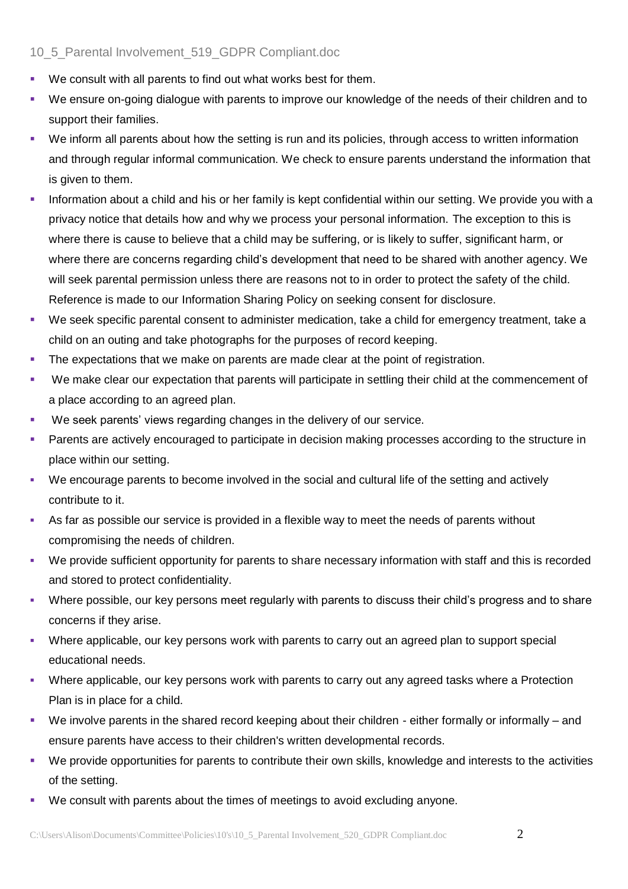- We consult with all parents to find out what works best for them.
- We ensure on-going dialogue with parents to improve our knowledge of the needs of their children and to support their families.
- We inform all parents about how the setting is run and its policies, through access to written information and through regular informal communication. We check to ensure parents understand the information that is given to them.
- Information about a child and his or her family is kept confidential within our setting. We provide you with a privacy notice that details how and why we process your personal information. The exception to this is where there is cause to believe that a child may be suffering, or is likely to suffer, significant harm, or where there are concerns regarding child's development that need to be shared with another agency. We will seek parental permission unless there are reasons not to in order to protect the safety of the child. Reference is made to our Information Sharing Policy on seeking consent for disclosure.
- We seek specific parental consent to administer medication, take a child for emergency treatment, take a child on an outing and take photographs for the purposes of record keeping.
- The expectations that we make on parents are made clear at the point of registration.
- We make clear our expectation that parents will participate in settling their child at the commencement of a place according to an agreed plan.
- We seek parents' views regarding changes in the delivery of our service.
- Parents are actively encouraged to participate in decision making processes according to the structure in place within our setting.
- We encourage parents to become involved in the social and cultural life of the setting and actively contribute to it.
- As far as possible our service is provided in a flexible way to meet the needs of parents without compromising the needs of children.
- We provide sufficient opportunity for parents to share necessary information with staff and this is recorded and stored to protect confidentiality.
- Where possible, our key persons meet regularly with parents to discuss their child's progress and to share concerns if they arise.
- Where applicable, our key persons work with parents to carry out an agreed plan to support special educational needs.
- Where applicable, our key persons work with parents to carry out any agreed tasks where a Protection Plan is in place for a child.
- We involve parents in the shared record keeping about their children - either formally or informally – and ensure parents have access to their children's written developmental records.
- We provide opportunities for parents to contribute their own skills, knowledge and interests to the activities of the setting.
- We consult with parents about the times of meetings to avoid excluding anyone.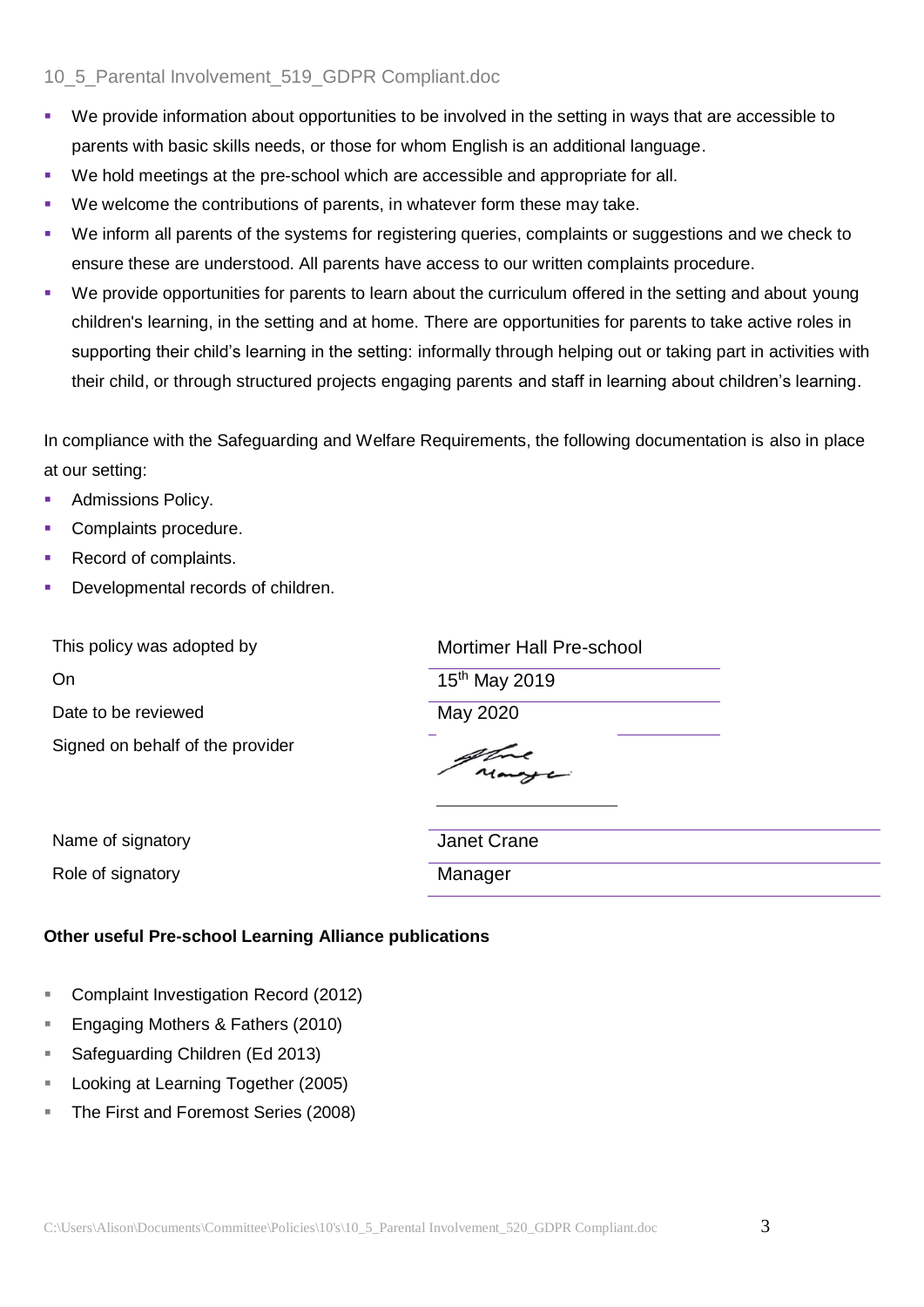- We provide information about opportunities to be involved in the setting in ways that are accessible to parents with basic skills needs, or those for whom English is an additional language.
- We hold meetings at the pre-school which are accessible and appropriate for all.
- We welcome the contributions of parents, in whatever form these may take.
- We inform all parents of the systems for registering queries, complaints or suggestions and we check to ensure these are understood. All parents have access to our written complaints procedure.
- We provide opportunities for parents to learn about the curriculum offered in the setting and about young children's learning, in the setting and at home. There are opportunities for parents to take active roles in supporting their child's learning in the setting: informally through helping out or taking part in activities with their child, or through structured projects engaging parents and staff in learning about children's learning.

In compliance with the Safeguarding and Welfare Requirements, the following documentation is also in place at our setting:

- Admissions Policy.
- Complaints procedure.
- Record of complaints.
- Developmental records of children.

| | |
|---|---|
| This policy was adopted by | Mortimer Hall Pre-school |
| On | 15th May 2019 |
| Date to be reviewed | May 2020 |
| Signed on behalf of the provider | |
| Name of signatory | Janet Crane |
| Role of signatory | Manager |

**Other useful Pre-school Learning Alliance publications**

- Complaint Investigation Record (2012)
- Engaging Mothers & Fathers (2010)
- Safeguarding Children (Ed 2013)
- Looking at Learning Together (2005)
- The First and Foremost Series (2008)